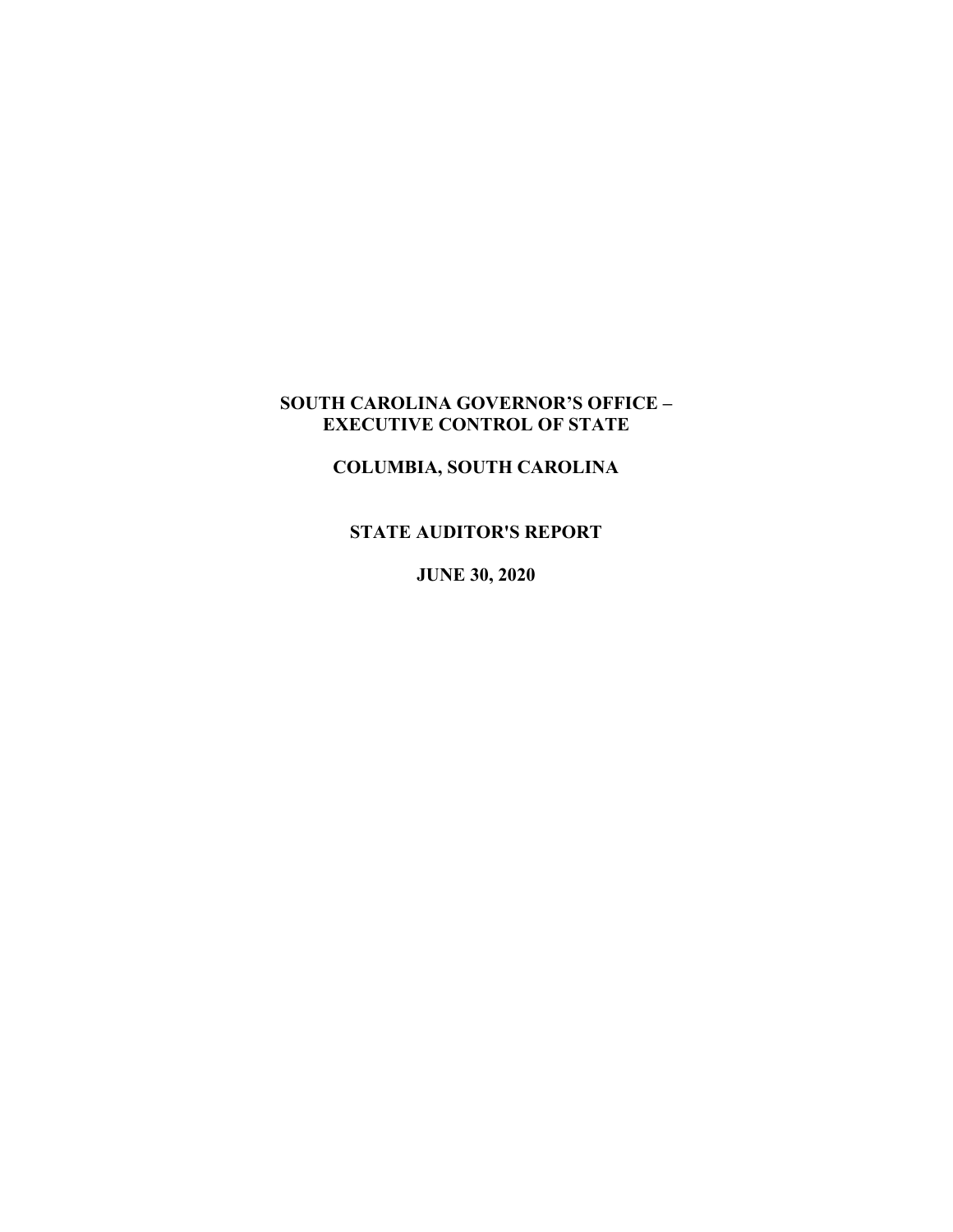# SOUTH CAROLINA GOVERNOR'S OFFICE –
# EXECUTIVE CONTROL OF STATE

## COLUMBIA, SOUTH CAROLINA

## STATE AUDITOR'S REPORT

## JUNE 30, 2020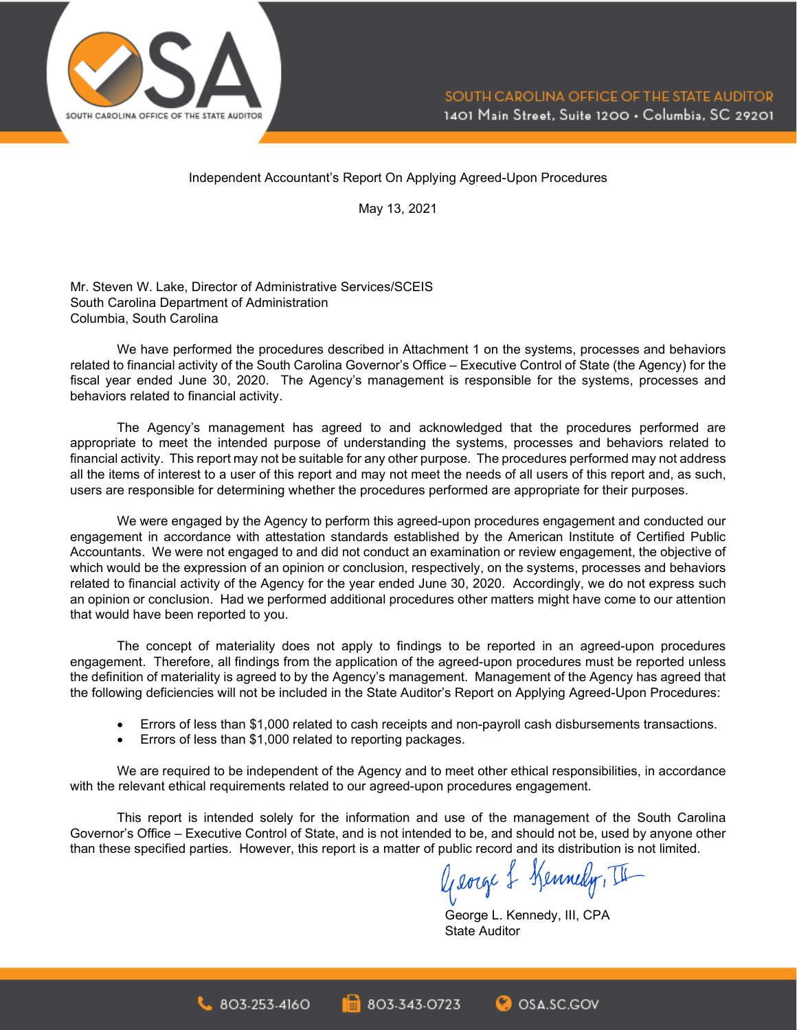Independent Accountant's Report On Applying Agreed-Upon Procedures

May 13, 2021

Mr. Steven W. Lake, Director of Administrative Services/SCEIS
South Carolina Department of Administration
Columbia, South Carolina

We have performed the procedures described in Attachment 1 on the systems, processes and behaviors related to financial activity of the South Carolina Governor's Office – Executive Control of State (the Agency) for the fiscal year ended June 30, 2020. The Agency's management is responsible for the systems, processes and behaviors related to financial activity.

The Agency's management has agreed to and acknowledged that the procedures performed are appropriate to meet the intended purpose of understanding the systems, processes and behaviors related to financial activity. This report may not be suitable for any other purpose. The procedures performed may not address all the items of interest to a user of this report and may not meet the needs of all users of this report and, as such, users are responsible for determining whether the procedures performed are appropriate for their purposes.

We were engaged by the Agency to perform this agreed-upon procedures engagement and conducted our engagement in accordance with attestation standards established by the American Institute of Certified Public Accountants. We were not engaged to and did not conduct an examination or review engagement, the objective of which would be the expression of an opinion or conclusion, respectively, on the systems, processes and behaviors related to financial activity of the Agency for the year ended June 30, 2020. Accordingly, we do not express such an opinion or conclusion. Had we performed additional procedures other matters might have come to our attention that would have been reported to you.

The concept of materiality does not apply to findings to be reported in an agreed-upon procedures engagement. Therefore, all findings from the application of the agreed-upon procedures must be reported unless the definition of materiality is agreed to by the Agency's management. Management of the Agency has agreed that the following deficiencies will not be included in the State Auditor's Report on Applying Agreed-Upon Procedures:

- Errors of less than $1,000 related to cash receipts and non-payroll cash disbursements transactions.
- Errors of less than $1,000 related to reporting packages.

We are required to be independent of the Agency and to meet other ethical responsibilities, in accordance with the relevant ethical requirements related to our agreed-upon procedures engagement.

This report is intended solely for the information and use of the management of the South Carolina Governor's Office – Executive Control of State, and is not intended to be, and should not be, used by anyone other than these specified parties. However, this report is a matter of public record and its distribution is not limited.

George L. Kennedy, III, CPA
State Auditor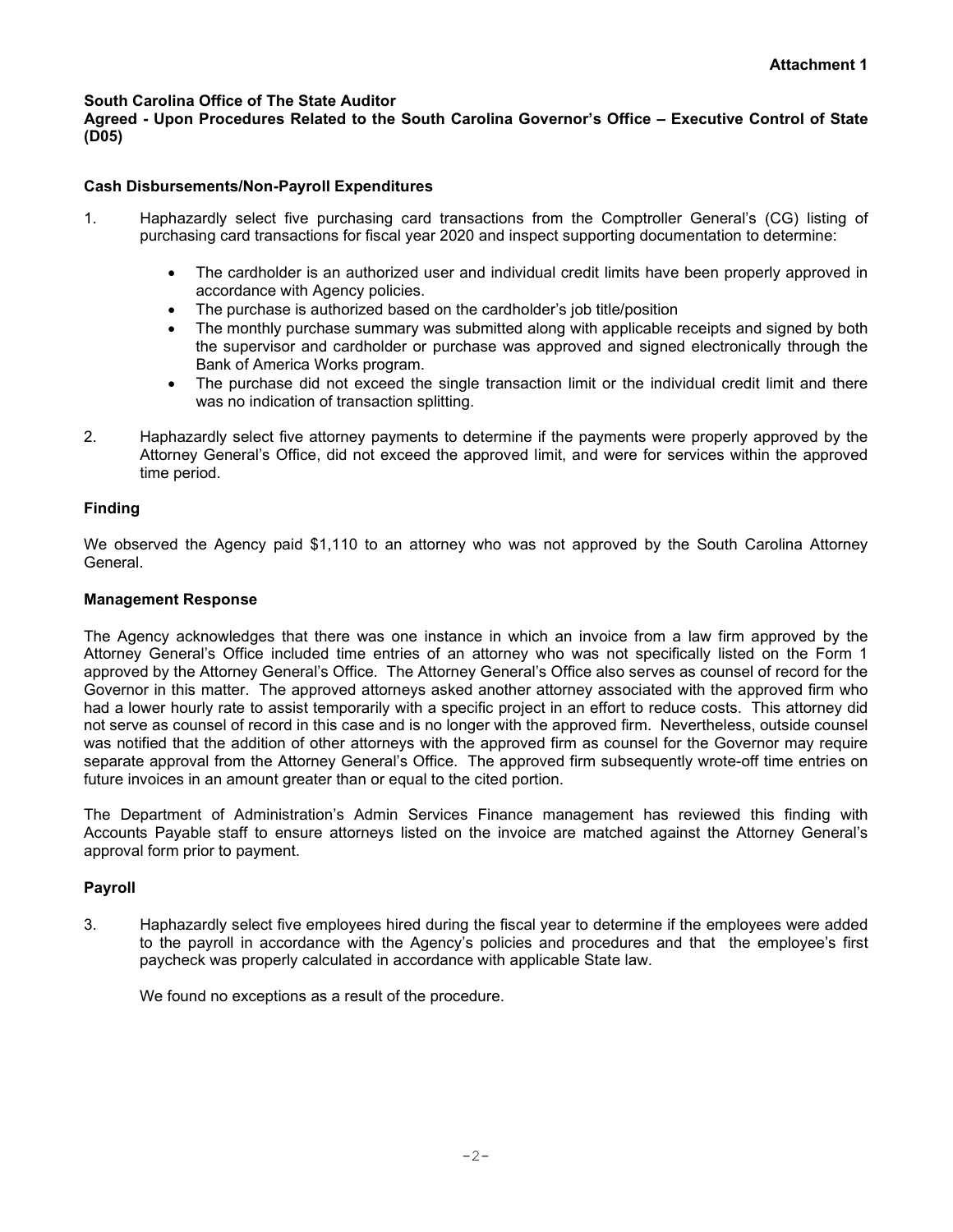**Attachment 1**

**South Carolina Office of The State Auditor**
**Agreed - Upon Procedures Related to the South Carolina Governor's Office – Executive Control of State (D05)**

### Cash Disbursements/Non-Payroll Expenditures

1. Haphazardly select five purchasing card transactions from the Comptroller General's (CG) listing of purchasing card transactions for fiscal year 2020 and inspect supporting documentation to determine:

   - The cardholder is an authorized user and individual credit limits have been properly approved in accordance with Agency policies.
   - The purchase is authorized based on the cardholder's job title/position
   - The monthly purchase summary was submitted along with applicable receipts and signed by both the supervisor and cardholder or purchase was approved and signed electronically through the Bank of America Works program.
   - The purchase did not exceed the single transaction limit or the individual credit limit and there was no indication of transaction splitting.

2. Haphazardly select five attorney payments to determine if the payments were properly approved by the Attorney General's Office, did not exceed the approved limit, and were for services within the approved time period.

### Finding

We observed the Agency paid $1,110 to an attorney who was not approved by the South Carolina Attorney General.

### Management Response

The Agency acknowledges that there was one instance in which an invoice from a law firm approved by the Attorney General's Office included time entries of an attorney who was not specifically listed on the Form 1 approved by the Attorney General's Office. The Attorney General's Office also serves as counsel of record for the Governor in this matter. The approved attorneys asked another attorney associated with the approved firm who had a lower hourly rate to assist temporarily with a specific project in an effort to reduce costs. This attorney did not serve as counsel of record in this case and is no longer with the approved firm. Nevertheless, outside counsel was notified that the addition of other attorneys with the approved firm as counsel for the Governor may require separate approval from the Attorney General's Office. The approved firm subsequently wrote-off time entries on future invoices in an amount greater than or equal to the cited portion.

The Department of Administration's Admin Services Finance management has reviewed this finding with Accounts Payable staff to ensure attorneys listed on the invoice are matched against the Attorney General's approval form prior to payment.

### Payroll

3. Haphazardly select five employees hired during the fiscal year to determine if the employees were added to the payroll in accordance with the Agency's policies and procedures and that the employee's first paycheck was properly calculated in accordance with applicable State law.

   We found no exceptions as a result of the procedure.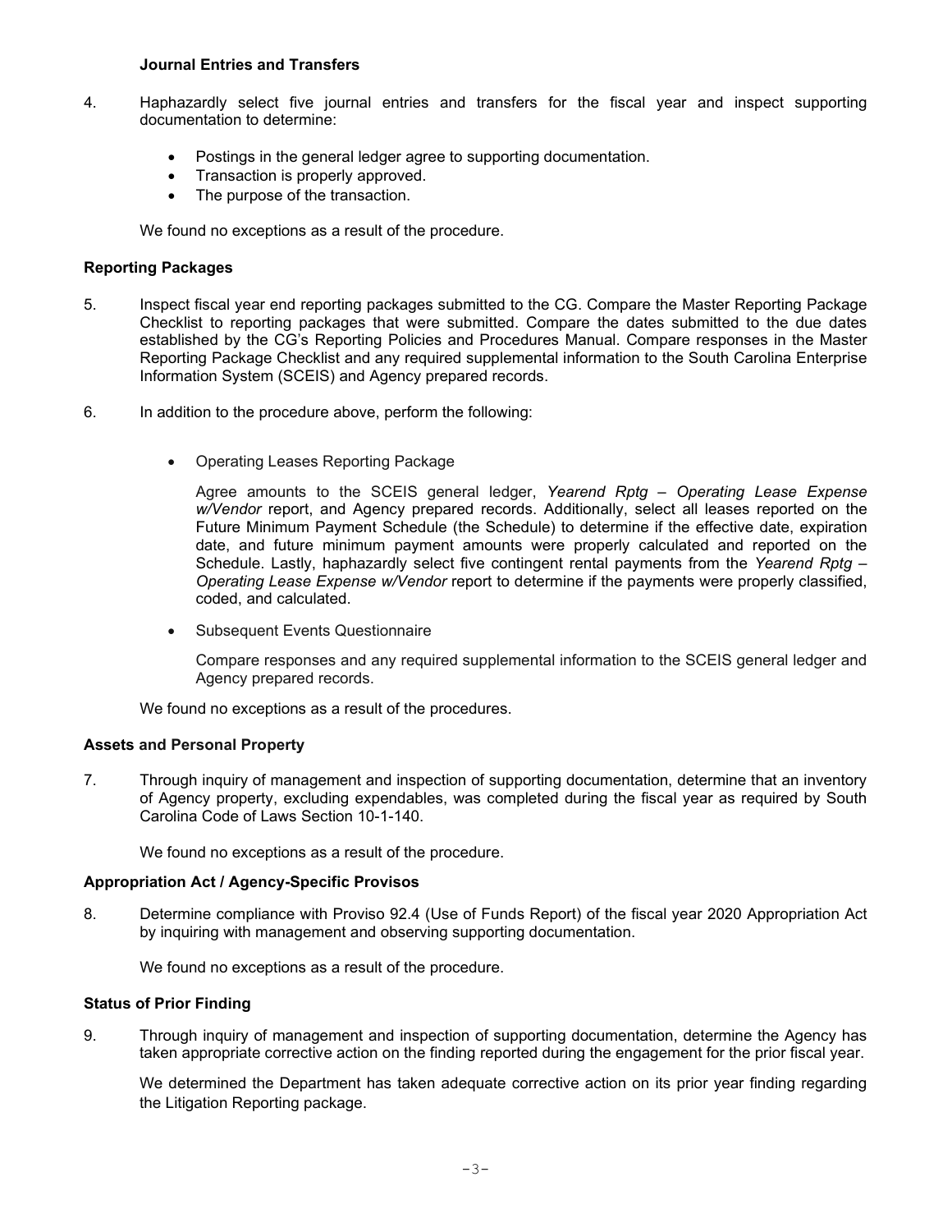**Journal Entries and Transfers**

4. Haphazardly select five journal entries and transfers for the fiscal year and inspect supporting documentation to determine:

   - Postings in the general ledger agree to supporting documentation.
   - Transaction is properly approved.
   - The purpose of the transaction.

   We found no exceptions as a result of the procedure.

**Reporting Packages**

5. Inspect fiscal year end reporting packages submitted to the CG. Compare the Master Reporting Package Checklist to reporting packages that were submitted. Compare the dates submitted to the due dates established by the CG's Reporting Policies and Procedures Manual. Compare responses in the Master Reporting Package Checklist and any required supplemental information to the South Carolina Enterprise Information System (SCEIS) and Agency prepared records.

6. In addition to the procedure above, perform the following:

   - Operating Leases Reporting Package

     Agree amounts to the SCEIS general ledger, *Yearend Rptg – Operating Lease Expense w/Vendor* report, and Agency prepared records. Additionally, select all leases reported on the Future Minimum Payment Schedule (the Schedule) to determine if the effective date, expiration date, and future minimum payment amounts were properly calculated and reported on the Schedule. Lastly, haphazardly select five contingent rental payments from the *Yearend Rptg – Operating Lease Expense w/Vendor* report to determine if the payments were properly classified, coded, and calculated.

   - Subsequent Events Questionnaire

     Compare responses and any required supplemental information to the SCEIS general ledger and Agency prepared records.

   We found no exceptions as a result of the procedures.

**Assets and Personal Property**

7. Through inquiry of management and inspection of supporting documentation, determine that an inventory of Agency property, excluding expendables, was completed during the fiscal year as required by South Carolina Code of Laws Section 10-1-140.

   We found no exceptions as a result of the procedure.

**Appropriation Act / Agency-Specific Provisos**

8. Determine compliance with Proviso 92.4 (Use of Funds Report) of the fiscal year 2020 Appropriation Act by inquiring with management and observing supporting documentation.

   We found no exceptions as a result of the procedure.

**Status of Prior Finding**

9. Through inquiry of management and inspection of supporting documentation, determine the Agency has taken appropriate corrective action on the finding reported during the engagement for the prior fiscal year.

   We determined the Department has taken adequate corrective action on its prior year finding regarding the Litigation Reporting package.